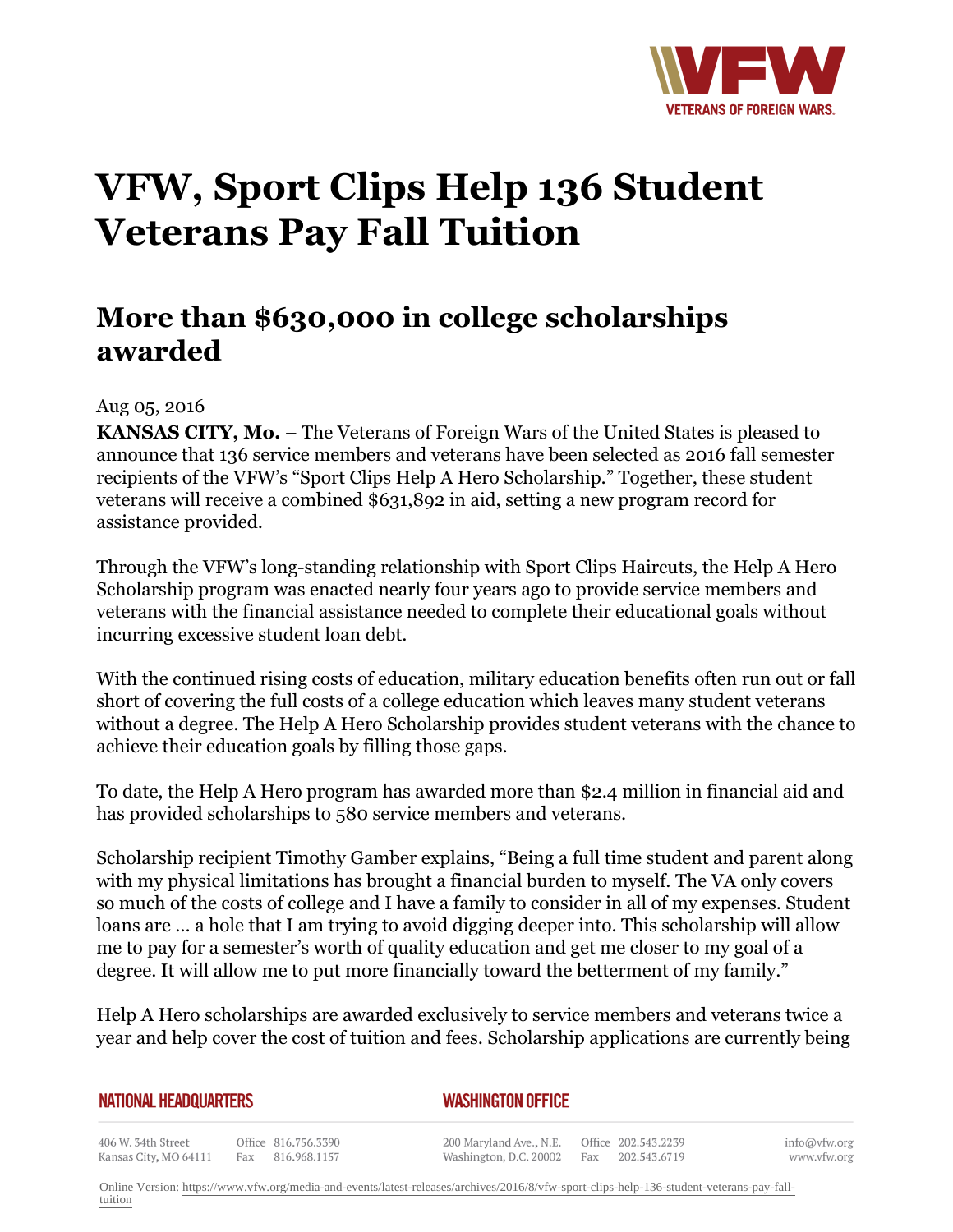# VFW, Sport Clips Help 136 Student Veterans Pay Fall Tuition

## More than $630,000 in college scholarships awarded

Aug 05, 2016

**KANSAS CITY, Mo.** – The Veterans of Foreign Wars of the United States is pleased to announce that 136 service members and veterans have been selected as 2016 fall semester recipients of the VFW's "Sport Clips Help A Hero Scholarship." Together, these student veterans will receive a combined $631,892 in aid, setting a new program record for assistance provided.

Through the VFW's long-standing relationship with Sport Clips Haircuts, the Help A Hero Scholarship program was enacted nearly four years ago to provide service members and veterans with the financial assistance needed to complete their educational goals without incurring excessive student loan debt.

With the continued rising costs of education, military education benefits often run out or fall short of covering the full costs of a college education which leaves many student veterans without a degree. The Help A Hero Scholarship provides student veterans with the chance to achieve their education goals by filling those gaps.

To date, the Help A Hero program has awarded more than $2.4 million in financial aid and has provided scholarships to 580 service members and veterans.

Scholarship recipient Timothy Gamber explains, "Being a full time student and parent along with my physical limitations has brought a financial burden to myself. The VA only covers so much of the costs of college and I have a family to consider in all of my expenses. Student loans are … a hole that I am trying to avoid digging deeper into. This scholarship will allow me to pay for a semester's worth of quality education and get me closer to my goal of a degree. It will allow me to put more financially toward the betterment of my family."

Help A Hero scholarships are awarded exclusively to service members and veterans twice a year and help cover the cost of tuition and fees. Scholarship applications are currently being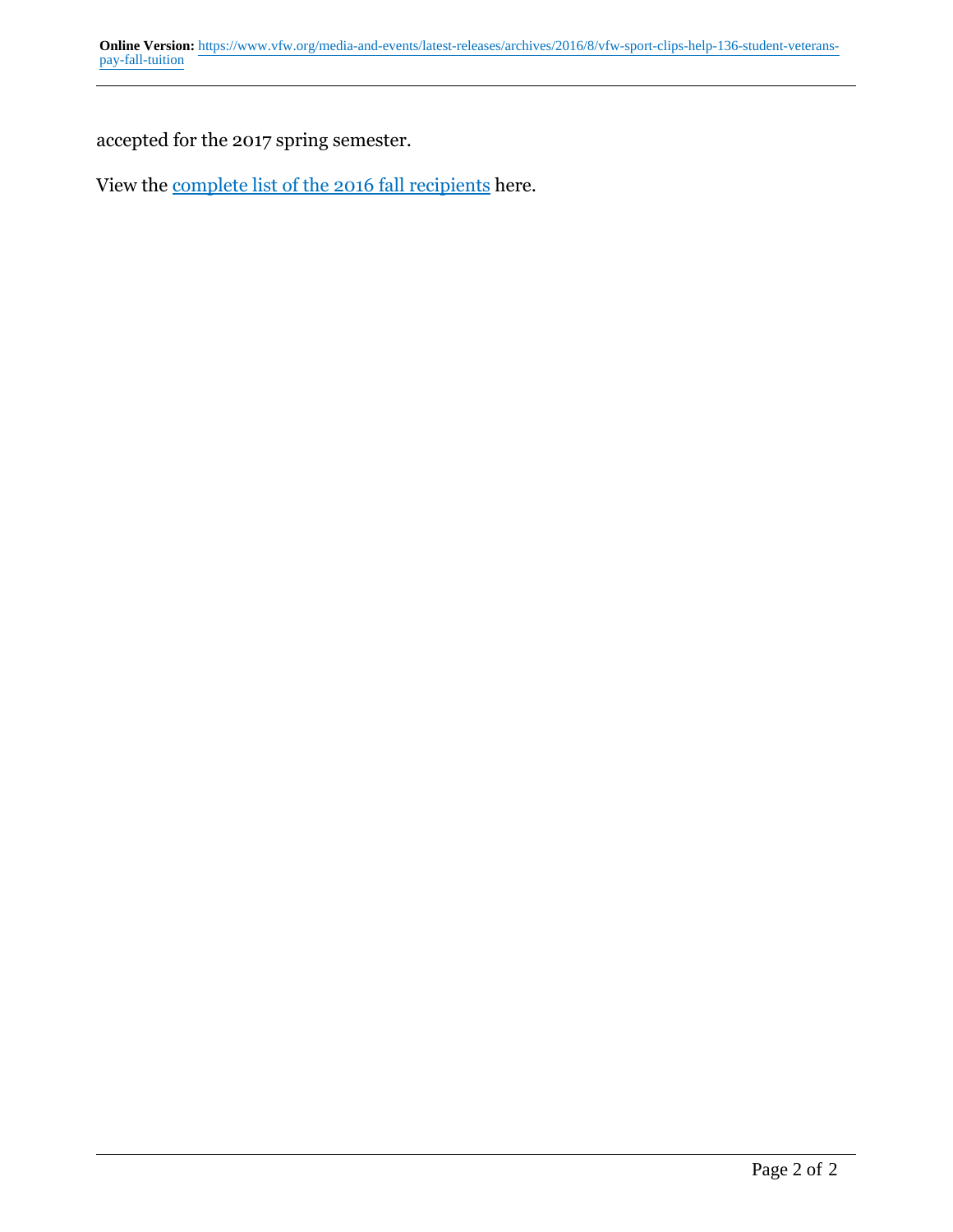accepted for the 2017 spring semester.

View the complete list of the 2016 fall recipients here.